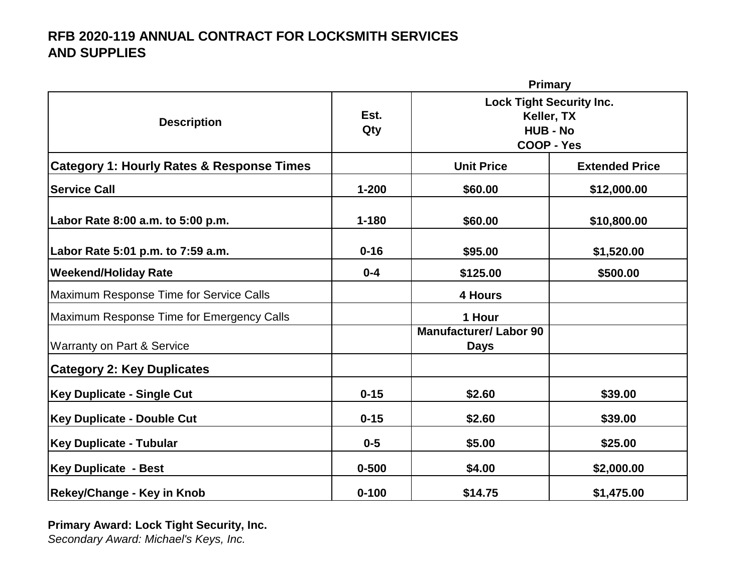**RFB 2020-119 ANNUAL CONTRACT FOR LOCKSMITH SERVICES AND SUPPLIES**

| Description | Est. Qty | Primary | |
|---|---|---|---|
| | | Lock Tight Security Inc. Keller, TX HUB - No COOP - Yes | |
| **Category 1: Hourly Rates & Response Times** | | **Unit Price** | **Extended Price** |
| **Service Call** | 1-200 | $60.00 | $12,000.00 |
| **Labor Rate 8:00 a.m. to 5:00 p.m.** | 1-180 | $60.00 | $10,800.00 |
| **Labor Rate 5:01 p.m. to 7:59 a.m.** | 0-16 | $95.00 | $1,520.00 |
| **Weekend/Holiday Rate** | 0-4 | $125.00 | $500.00 |
| Maximum Response Time for Service Calls | | 4 Hours | |
| Maximum Response Time for Emergency Calls | | 1 Hour | |
| Warranty on Part & Service | | Manufacturer/ Labor 90 Days | |
| **Category 2: Key Duplicates** | | | |
| **Key Duplicate - Single Cut** | 0-15 | $2.60 | $39.00 |
| **Key Duplicate - Double Cut** | 0-15 | $2.60 | $39.00 |
| **Key Duplicate - Tubular** | 0-5 | $5.00 | $25.00 |
| **Key Duplicate - Best** | 0-500 | $4.00 | $2,000.00 |
| **Rekey/Change - Key in Knob** | 0-100 | $14.75 | $1,475.00 |

**Primary Award: Lock Tight Security, Inc.**
*Secondary Award: Michael's Keys, Inc.*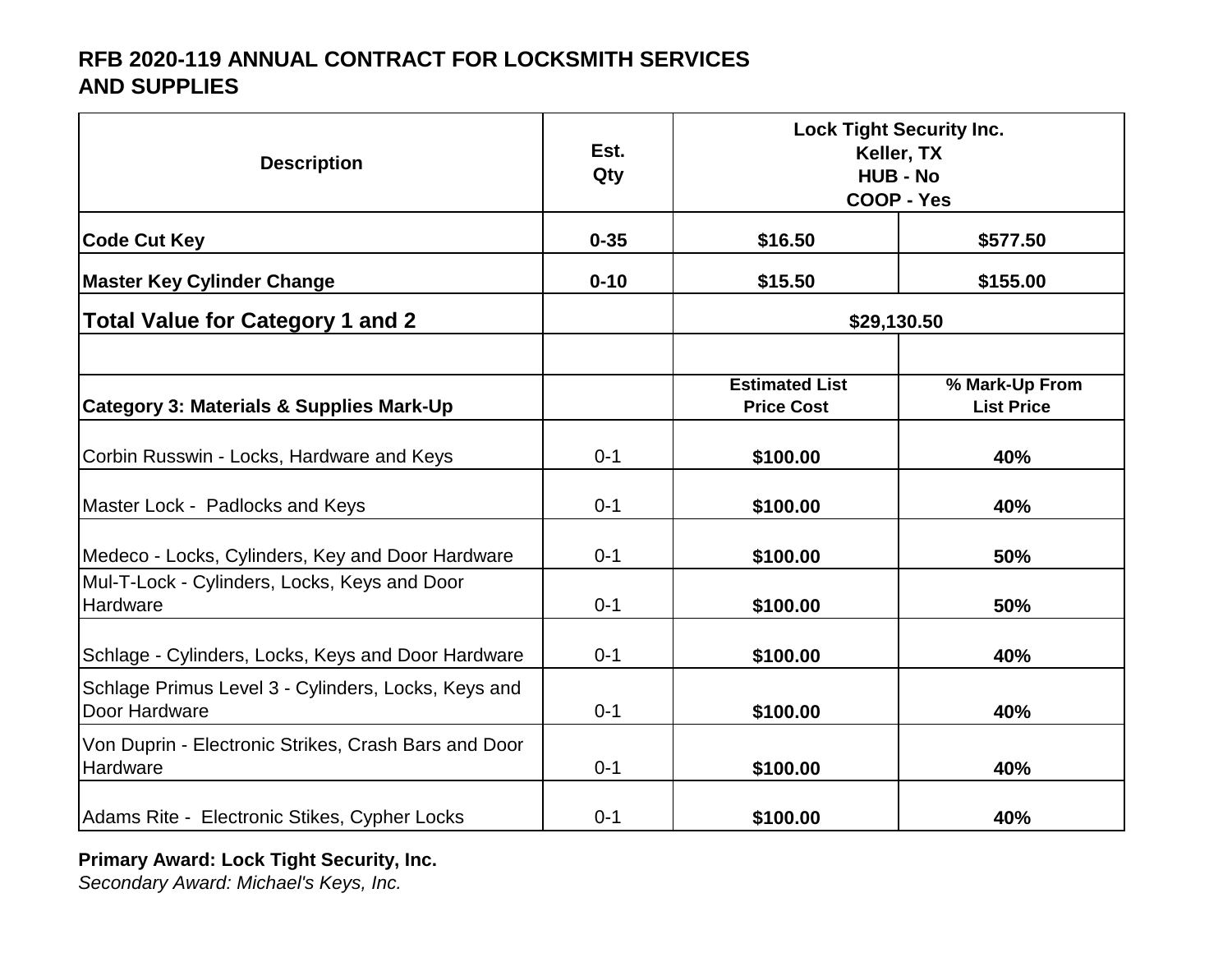## RFB 2020-119 ANNUAL CONTRACT FOR LOCKSMITH SERVICES AND SUPPLIES

| Description | Est. Qty | Lock Tight Security Inc. Keller, TX HUB - No COOP - Yes | |
|---|---|---|---|
| **Code Cut Key** | **0-35** | **$16.50** | **$577.50** |
| **Master Key Cylinder Change** | **0-10** | **$15.50** | **$155.00** |
| **Total Value for Category 1 and 2** | | **$29,130.50** | |
| | | | |
| **Category 3: Materials & Supplies Mark-Up** | | **Estimated List Price Cost** | **% Mark-Up From List Price** |
| Corbin Russwin - Locks, Hardware and Keys | 0-1 | **$100.00** | **40%** |
| Master Lock - Padlocks and Keys | 0-1 | **$100.00** | **40%** |
| Medeco - Locks, Cylinders, Key and Door Hardware | 0-1 | **$100.00** | **50%** |
| Mul-T-Lock - Cylinders, Locks, Keys and Door Hardware | 0-1 | **$100.00** | **50%** |
| Schlage - Cylinders, Locks, Keys and Door Hardware | 0-1 | **$100.00** | **40%** |
| Schlage Primus Level 3 - Cylinders, Locks, Keys and Door Hardware | 0-1 | **$100.00** | **40%** |
| Von Duprin - Electronic Strikes, Crash Bars and Door Hardware | 0-1 | **$100.00** | **40%** |
| Adams Rite - Electronic Stikes, Cypher Locks | 0-1 | **$100.00** | **40%** |

**Primary Award: Lock Tight Security, Inc.**

*Secondary Award: Michael's Keys, Inc.*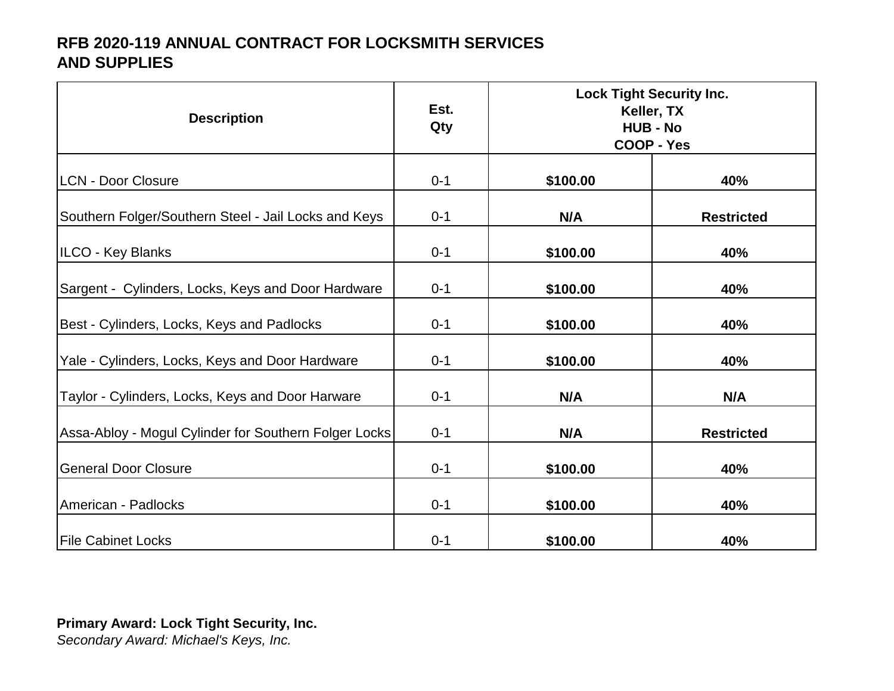**RFB 2020-119 ANNUAL CONTRACT FOR LOCKSMITH SERVICES AND SUPPLIES**

| Description | Est. Qty | Lock Tight Security Inc. Keller, TX HUB - No COOP - Yes | |
|---|---|---|---|
| LCN - Door Closure | 0-1 | **$100.00** | **40%** |
| Southern Folger/Southern Steel - Jail Locks and Keys | 0-1 | **N/A** | **Restricted** |
| ILCO - Key Blanks | 0-1 | **$100.00** | **40%** |
| Sargent - Cylinders, Locks, Keys and Door Hardware | 0-1 | **$100.00** | **40%** |
| Best - Cylinders, Locks, Keys and Padlocks | 0-1 | **$100.00** | **40%** |
| Yale - Cylinders, Locks, Keys and Door Hardware | 0-1 | **$100.00** | **40%** |
| Taylor - Cylinders, Locks, Keys and Door Harware | 0-1 | **N/A** | **N/A** |
| Assa-Abloy - Mogul Cylinder for Southern Folger Locks | 0-1 | **N/A** | **Restricted** |
| General Door Closure | 0-1 | **$100.00** | **40%** |
| American - Padlocks | 0-1 | **$100.00** | **40%** |
| File Cabinet Locks | 0-1 | **$100.00** | **40%** |

**Primary Award: Lock Tight Security, Inc.**
*Secondary Award: Michael's Keys, Inc.*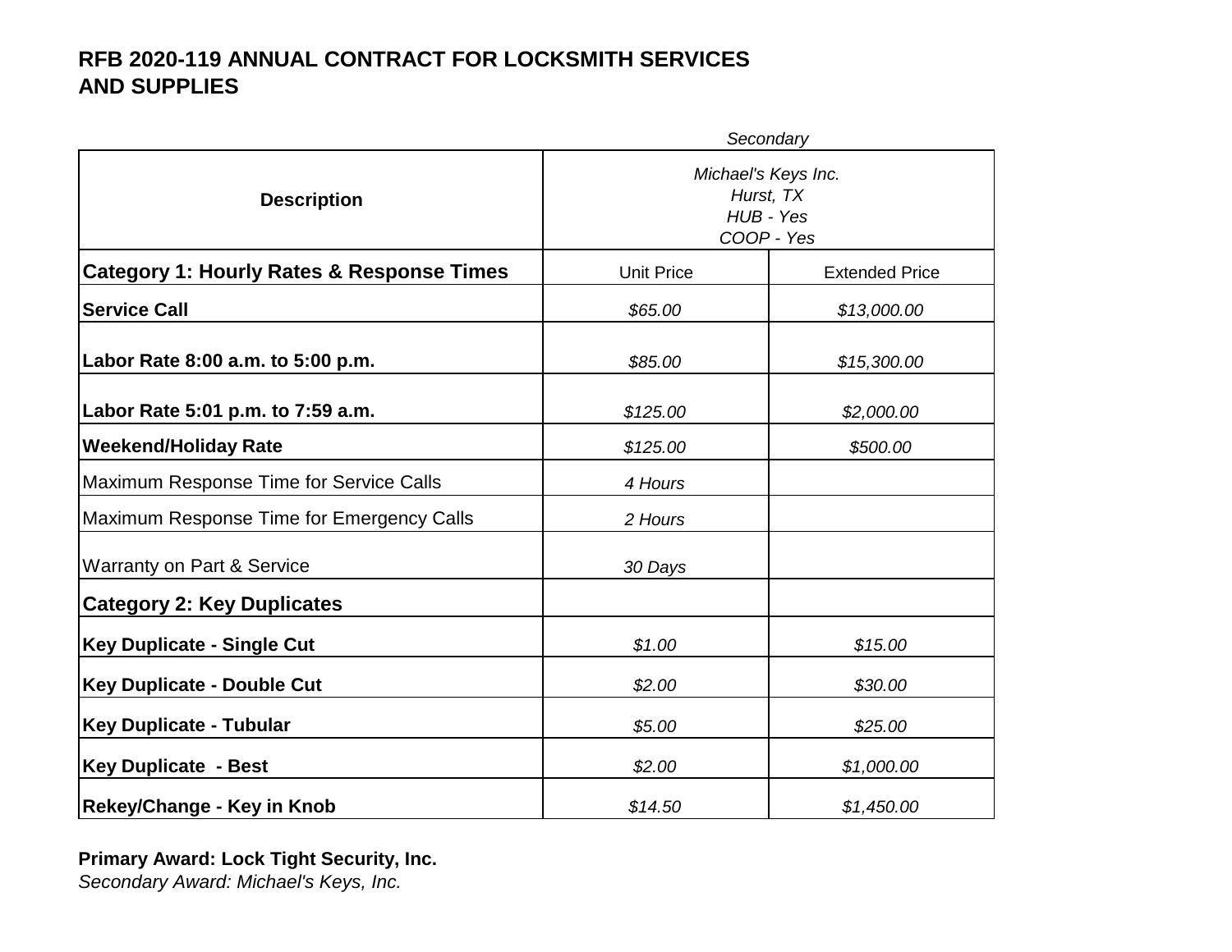# RFB 2020-119 ANNUAL CONTRACT FOR LOCKSMITH SERVICES AND SUPPLIES

| Description | *Secondary*<br>*Michael's Keys Inc.*<br>*Hurst, TX*<br>*HUB - Yes*<br>*COOP - Yes* | |
|---|---|---|
| **Category 1: Hourly Rates & Response Times** | Unit Price | Extended Price |
| **Service Call** | *$65.00* | *$13,000.00* |
| **Labor Rate 8:00 a.m. to 5:00 p.m.** | *$85.00* | *$15,300.00* |
| **Labor Rate 5:01 p.m. to 7:59 a.m.** | *$125.00* | *$2,000.00* |
| **Weekend/Holiday Rate** | *$125.00* | *$500.00* |
| Maximum Response Time for Service Calls | *4 Hours* | |
| Maximum Response Time for Emergency Calls | *2 Hours* | |
| Warranty on Part & Service | *30 Days* | |
| **Category 2: Key Duplicates** | | |
| **Key Duplicate - Single Cut** | *$1.00* | *$15.00* |
| **Key Duplicate - Double Cut** | *$2.00* | *$30.00* |
| **Key Duplicate - Tubular** | *$5.00* | *$25.00* |
| **Key Duplicate - Best** | *$2.00* | *$1,000.00* |
| **Rekey/Change - Key in Knob** | *$14.50* | *$1,450.00* |

**Primary Award: Lock Tight Security, Inc.**

*Secondary Award: Michael's Keys, Inc.*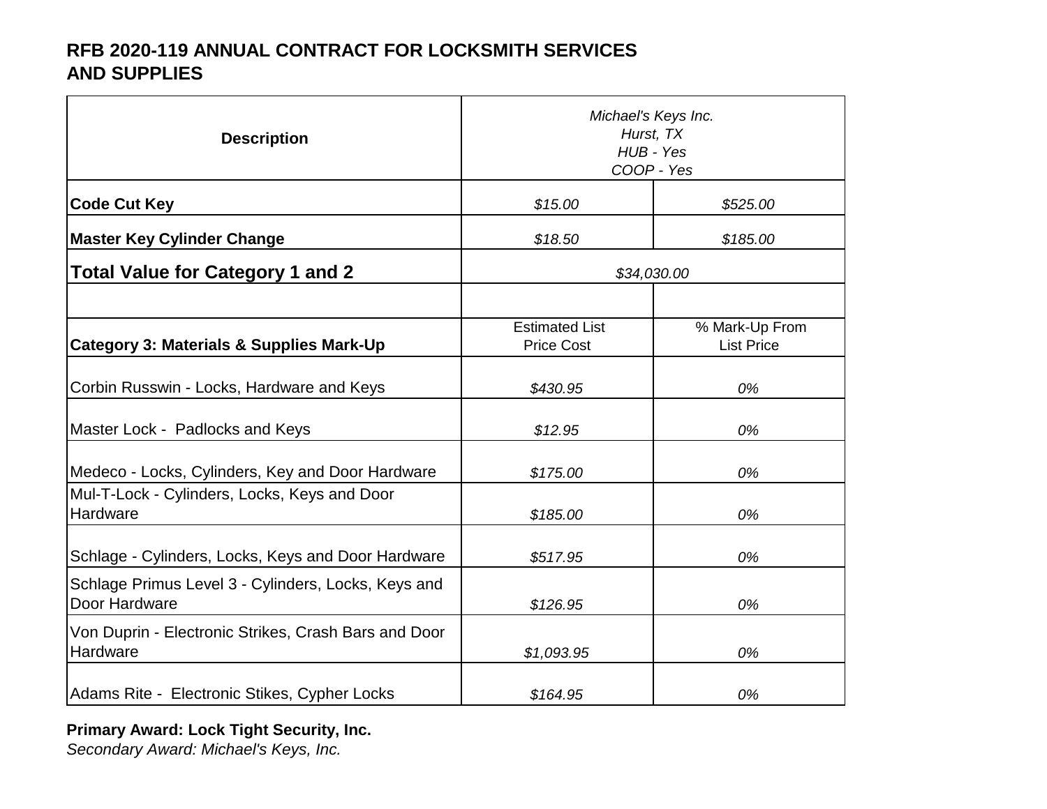## RFB 2020-119 ANNUAL CONTRACT FOR LOCKSMITH SERVICES AND SUPPLIES

| **Description** | *Michael's Keys Inc.*<br>*Hurst, TX*<br>*HUB - Yes*<br>*COOP - Yes* | |
|---|---|---|
| **Code Cut Key** | *$15.00* | *$525.00* |
| **Master Key Cylinder Change** | *$18.50* | *$185.00* |
| **Total Value for Category 1 and 2** | *$34,030.00* | |
| | | |
| **Category 3: Materials & Supplies Mark-Up** | Estimated List Price Cost | % Mark-Up From List Price |
| Corbin Russwin - Locks, Hardware and Keys | *$430.95* | *0%* |
| Master Lock - Padlocks and Keys | *$12.95* | *0%* |
| Medeco - Locks, Cylinders, Key and Door Hardware | *$175.00* | *0%* |
| Mul-T-Lock - Cylinders, Locks, Keys and Door Hardware | *$185.00* | *0%* |
| Schlage - Cylinders, Locks, Keys and Door Hardware | *$517.95* | *0%* |
| Schlage Primus Level 3 - Cylinders, Locks, Keys and Door Hardware | *$126.95* | *0%* |
| Von Duprin - Electronic Strikes, Crash Bars and Door Hardware | *$1,093.95* | *0%* |
| Adams Rite - Electronic Stikes, Cypher Locks | *$164.95* | *0%* |

**Primary Award: Lock Tight Security, Inc.**
*Secondary Award: Michael's Keys, Inc.*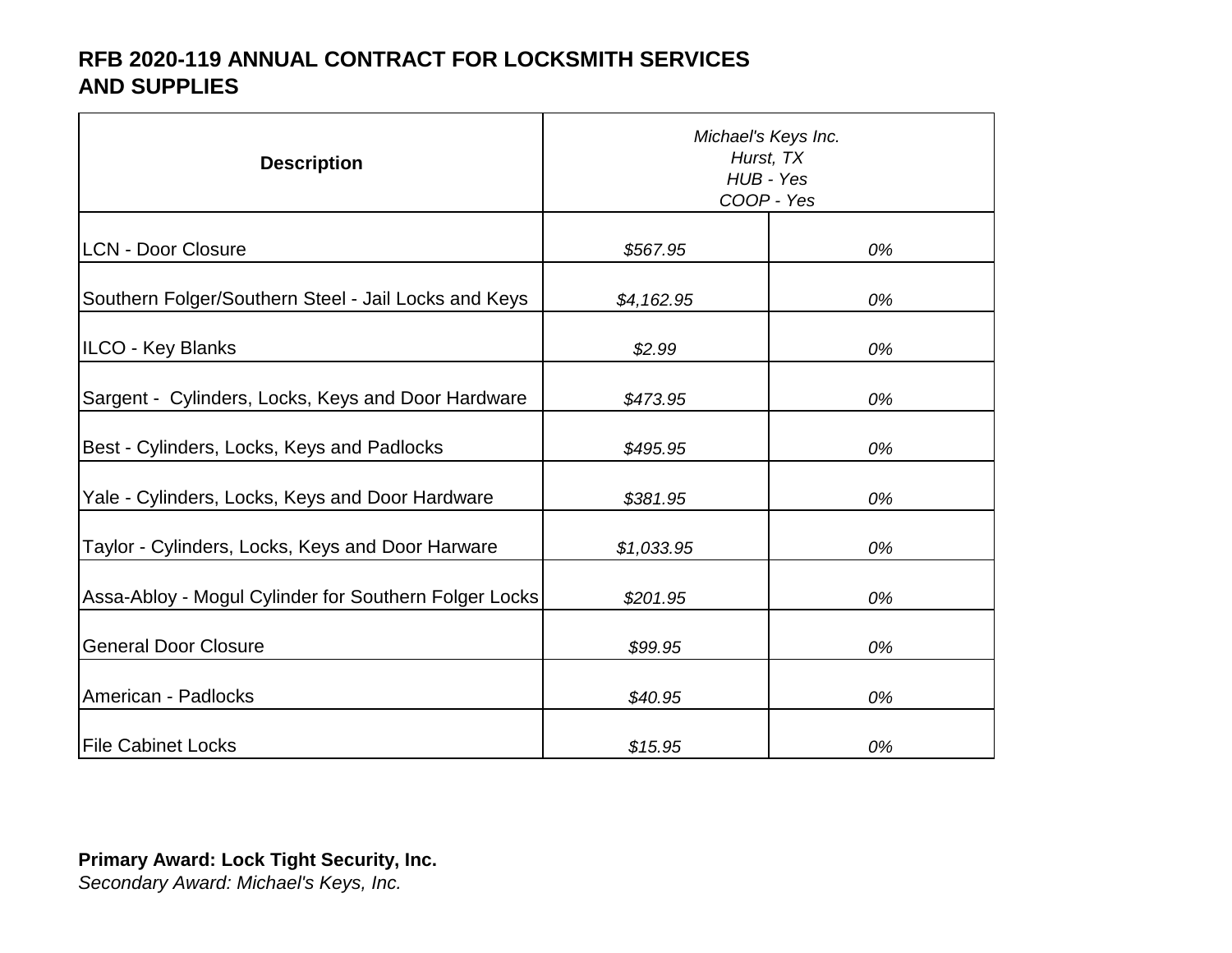## RFB 2020-119 ANNUAL CONTRACT FOR LOCKSMITH SERVICES AND SUPPLIES

| Description | *Michael's Keys Inc.<br>Hurst, TX<br>HUB - Yes<br>COOP - Yes* | |
|---|---|---|
| LCN - Door Closure | *$567.95* | *0%* |
| Southern Folger/Southern Steel - Jail Locks and Keys | *$4,162.95* | *0%* |
| ILCO - Key Blanks | *$2.99* | *0%* |
| Sargent - Cylinders, Locks, Keys and Door Hardware | *$473.95* | *0%* |
| Best - Cylinders, Locks, Keys and Padlocks | *$495.95* | *0%* |
| Yale - Cylinders, Locks, Keys and Door Hardware | *$381.95* | *0%* |
| Taylor - Cylinders, Locks, Keys and Door Harware | *$1,033.95* | *0%* |
| Assa-Abloy - Mogul Cylinder for Southern Folger Locks | *$201.95* | *0%* |
| General Door Closure | *$99.95* | *0%* |
| American - Padlocks | *$40.95* | *0%* |
| File Cabinet Locks | *$15.95* | *0%* |

**Primary Award: Lock Tight Security, Inc.**
*Secondary Award: Michael's Keys, Inc.*